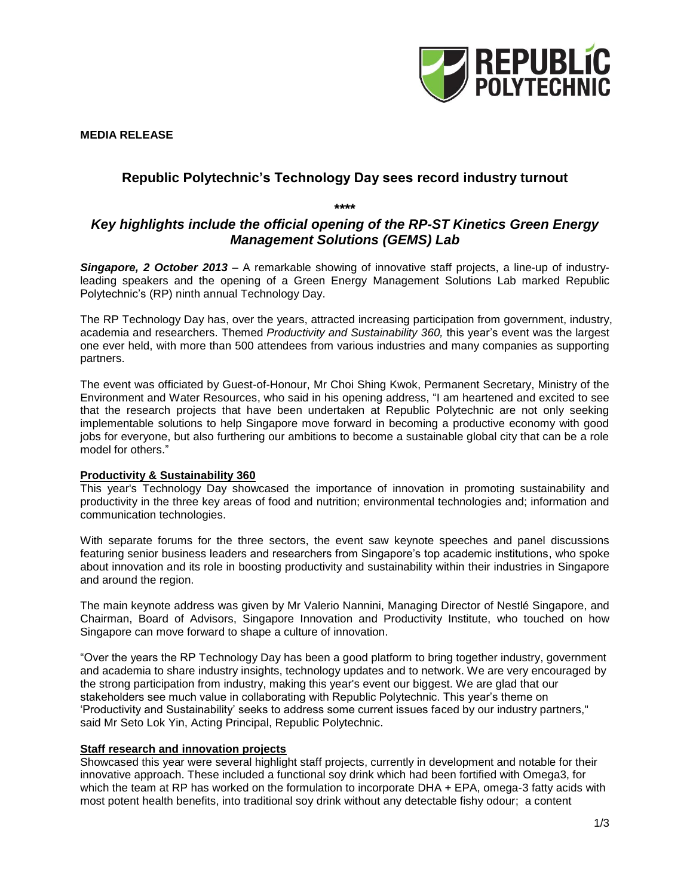**MEDIA RELEASE**

# Republic Polytechnic's Technology Day sees record industry turnout

\*\*\*\*

## *Key highlights include the official opening of the RP-ST Kinetics Green Energy Management Solutions (GEMS) Lab*

***Singapore, 2 October 2013*** – A remarkable showing of innovative staff projects, a line-up of industry-leading speakers and the opening of a Green Energy Management Solutions Lab marked Republic Polytechnic's (RP) ninth annual Technology Day.

The RP Technology Day has, over the years, attracted increasing participation from government, industry, academia and researchers. Themed *Productivity and Sustainability 360,* this year's event was the largest one ever held, with more than 500 attendees from various industries and many companies as supporting partners.

The event was officiated by Guest-of-Honour, Mr Choi Shing Kwok, Permanent Secretary, Ministry of the Environment and Water Resources, who said in his opening address, "I am heartened and excited to see that the research projects that have been undertaken at Republic Polytechnic are not only seeking implementable solutions to help Singapore move forward in becoming a productive economy with good jobs for everyone, but also furthering our ambitions to become a sustainable global city that can be a role model for others."

**Productivity & Sustainability 360**

This year's Technology Day showcased the importance of innovation in promoting sustainability and productivity in the three key areas of food and nutrition; environmental technologies and; information and communication technologies.

With separate forums for the three sectors, the event saw keynote speeches and panel discussions featuring senior business leaders and researchers from Singapore's top academic institutions, who spoke about innovation and its role in boosting productivity and sustainability within their industries in Singapore and around the region.

The main keynote address was given by Mr Valerio Nannini, Managing Director of Nestlé Singapore, and Chairman, Board of Advisors, Singapore Innovation and Productivity Institute, who touched on how Singapore can move forward to shape a culture of innovation.

"Over the years the RP Technology Day has been a good platform to bring together industry, government and academia to share industry insights, technology updates and to network. We are very encouraged by the strong participation from industry, making this year's event our biggest. We are glad that our stakeholders see much value in collaborating with Republic Polytechnic. This year's theme on 'Productivity and Sustainability' seeks to address some current issues faced by our industry partners," said Mr Seto Lok Yin, Acting Principal, Republic Polytechnic.

**Staff research and innovation projects**

Showcased this year were several highlight staff projects, currently in development and notable for their innovative approach. These included a functional soy drink which had been fortified with Omega3, for which the team at RP has worked on the formulation to incorporate DHA + EPA, omega-3 fatty acids with most potent health benefits, into traditional soy drink without any detectable fishy odour; a content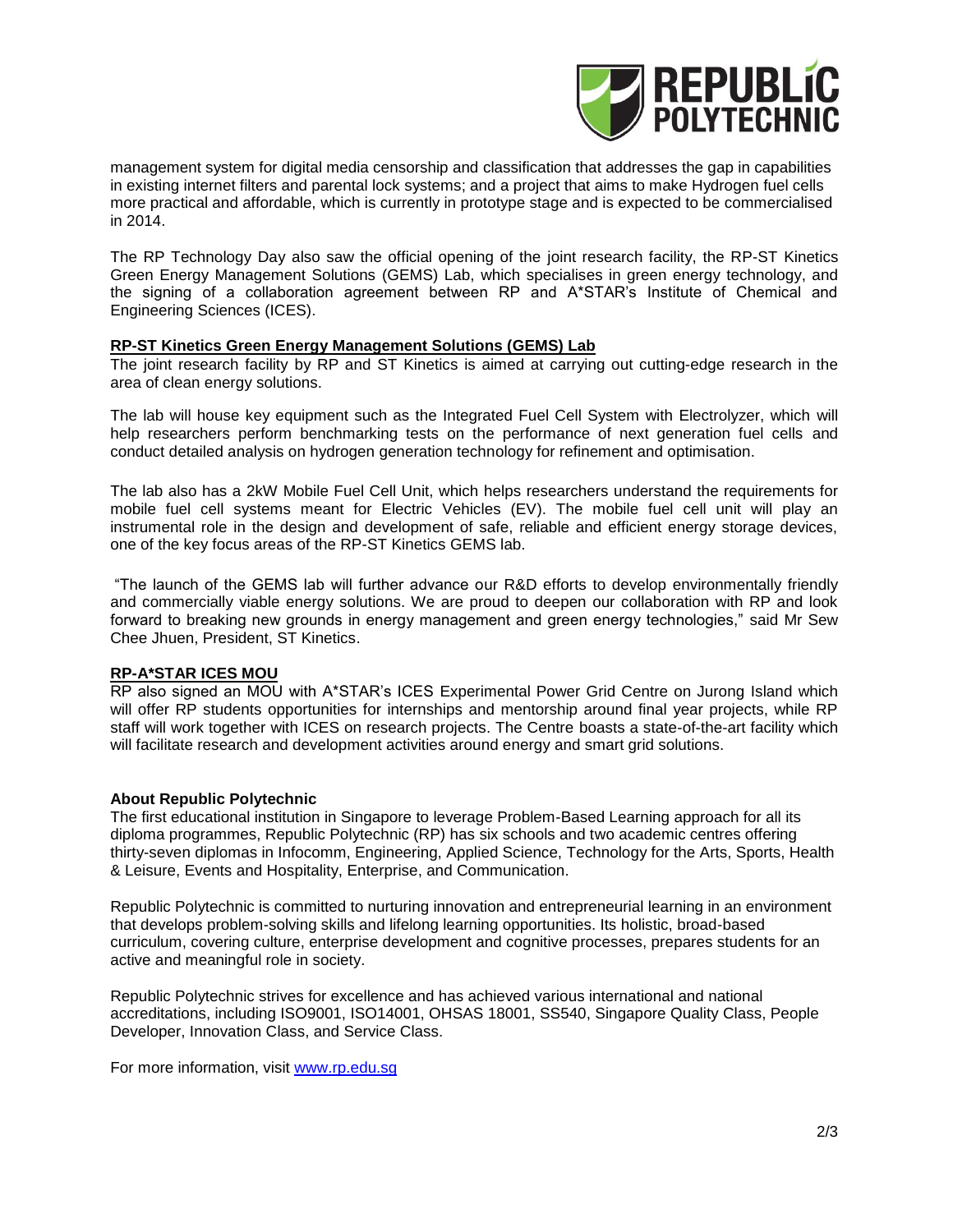management system for digital media censorship and classification that addresses the gap in capabilities in existing internet filters and parental lock systems; and a project that aims to make Hydrogen fuel cells more practical and affordable, which is currently in prototype stage and is expected to be commercialised in 2014.

The RP Technology Day also saw the official opening of the joint research facility, the RP-ST Kinetics Green Energy Management Solutions (GEMS) Lab, which specialises in green energy technology, and the signing of a collaboration agreement between RP and A*STAR's Institute of Chemical and Engineering Sciences (ICES).

**RP-ST Kinetics Green Energy Management Solutions (GEMS) Lab**

The joint research facility by RP and ST Kinetics is aimed at carrying out cutting-edge research in the area of clean energy solutions.

The lab will house key equipment such as the Integrated Fuel Cell System with Electrolyzer, which will help researchers perform benchmarking tests on the performance of next generation fuel cells and conduct detailed analysis on hydrogen generation technology for refinement and optimisation.

The lab also has a 2kW Mobile Fuel Cell Unit, which helps researchers understand the requirements for mobile fuel cell systems meant for Electric Vehicles (EV). The mobile fuel cell unit will play an instrumental role in the design and development of safe, reliable and efficient energy storage devices, one of the key focus areas of the RP-ST Kinetics GEMS lab.

"The launch of the GEMS lab will further advance our R&D efforts to develop environmentally friendly and commercially viable energy solutions. We are proud to deepen our collaboration with RP and look forward to breaking new grounds in energy management and green energy technologies," said Mr Sew Chee Jhuen, President, ST Kinetics.

**RP-A*STAR ICES MOU**

RP also signed an MOU with A*STAR's ICES Experimental Power Grid Centre on Jurong Island which will offer RP students opportunities for internships and mentorship around final year projects, while RP staff will work together with ICES on research projects. The Centre boasts a state-of-the-art facility which will facilitate research and development activities around energy and smart grid solutions.

**About Republic Polytechnic**

The first educational institution in Singapore to leverage Problem-Based Learning approach for all its diploma programmes, Republic Polytechnic (RP) has six schools and two academic centres offering thirty-seven diplomas in Infocomm, Engineering, Applied Science, Technology for the Arts, Sports, Health & Leisure, Events and Hospitality, Enterprise, and Communication.

Republic Polytechnic is committed to nurturing innovation and entrepreneurial learning in an environment that develops problem-solving skills and lifelong learning opportunities. Its holistic, broad-based curriculum, covering culture, enterprise development and cognitive processes, prepares students for an active and meaningful role in society.

Republic Polytechnic strives for excellence and has achieved various international and national accreditations, including ISO9001, ISO14001, OHSAS 18001, SS540, Singapore Quality Class, People Developer, Innovation Class, and Service Class.

For more information, visit [www.rp.edu.sg](http://www.rp.edu.sg)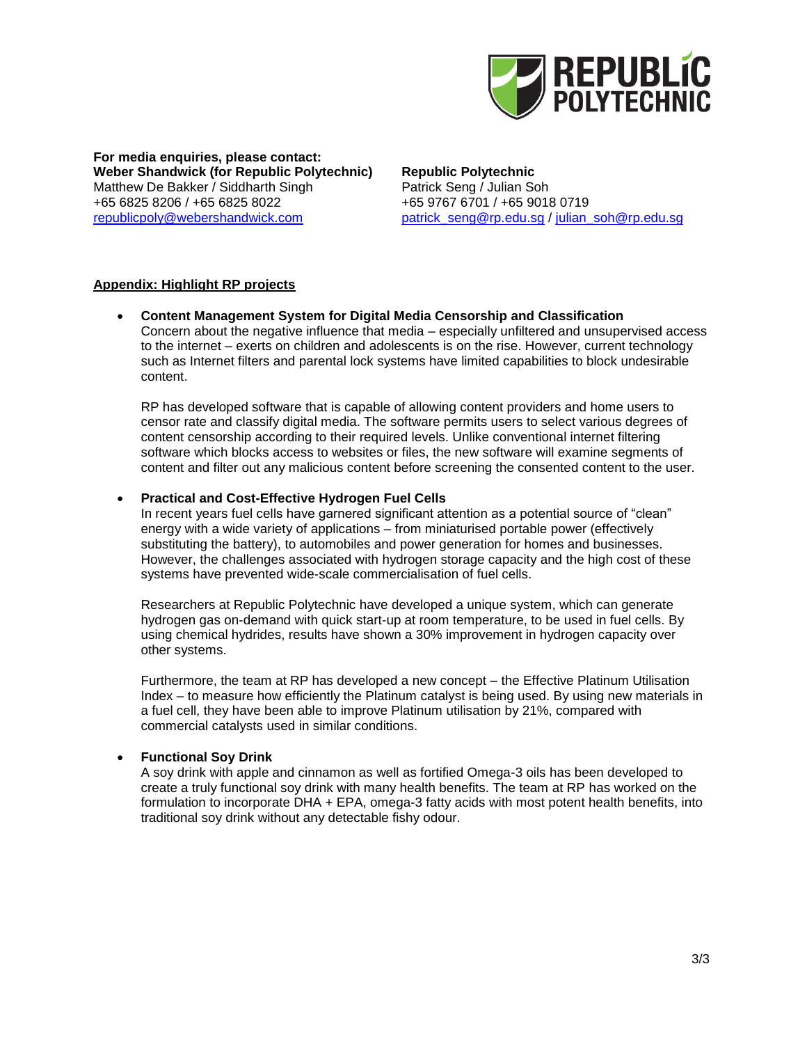**For media enquiries, please contact:**

**Weber Shandwick (for Republic Polytechnic)**
Matthew De Bakker / Siddharth Singh
+65 6825 8206 / +65 6825 8022
republicpoly@webershandwick.com

**Republic Polytechnic**
Patrick Seng / Julian Soh
+65 9767 6701 / +65 9018 0719
patrick_seng@rp.edu.sg / julian_soh@rp.edu.sg

**Appendix: Highlight RP projects**

- **Content Management System for Digital Media Censorship and Classification**
  Concern about the negative influence that media – especially unfiltered and unsupervised access to the internet – exerts on children and adolescents is on the rise. However, current technology such as Internet filters and parental lock systems have limited capabilities to block undesirable content.

  RP has developed software that is capable of allowing content providers and home users to censor rate and classify digital media. The software permits users to select various degrees of content censorship according to their required levels. Unlike conventional internet filtering software which blocks access to websites or files, the new software will examine segments of content and filter out any malicious content before screening the consented content to the user.

- **Practical and Cost-Effective Hydrogen Fuel Cells**
  In recent years fuel cells have garnered significant attention as a potential source of "clean" energy with a wide variety of applications – from miniaturised portable power (effectively substituting the battery), to automobiles and power generation for homes and businesses. However, the challenges associated with hydrogen storage capacity and the high cost of these systems have prevented wide-scale commercialisation of fuel cells.

  Researchers at Republic Polytechnic have developed a unique system, which can generate hydrogen gas on-demand with quick start-up at room temperature, to be used in fuel cells. By using chemical hydrides, results have shown a 30% improvement in hydrogen capacity over other systems.

  Furthermore, the team at RP has developed a new concept – the Effective Platinum Utilisation Index – to measure how efficiently the Platinum catalyst is being used. By using new materials in a fuel cell, they have been able to improve Platinum utilisation by 21%, compared with commercial catalysts used in similar conditions.

- **Functional Soy Drink**
  A soy drink with apple and cinnamon as well as fortified Omega-3 oils has been developed to create a truly functional soy drink with many health benefits. The team at RP has worked on the formulation to incorporate DHA + EPA, omega-3 fatty acids with most potent health benefits, into traditional soy drink without any detectable fishy odour.